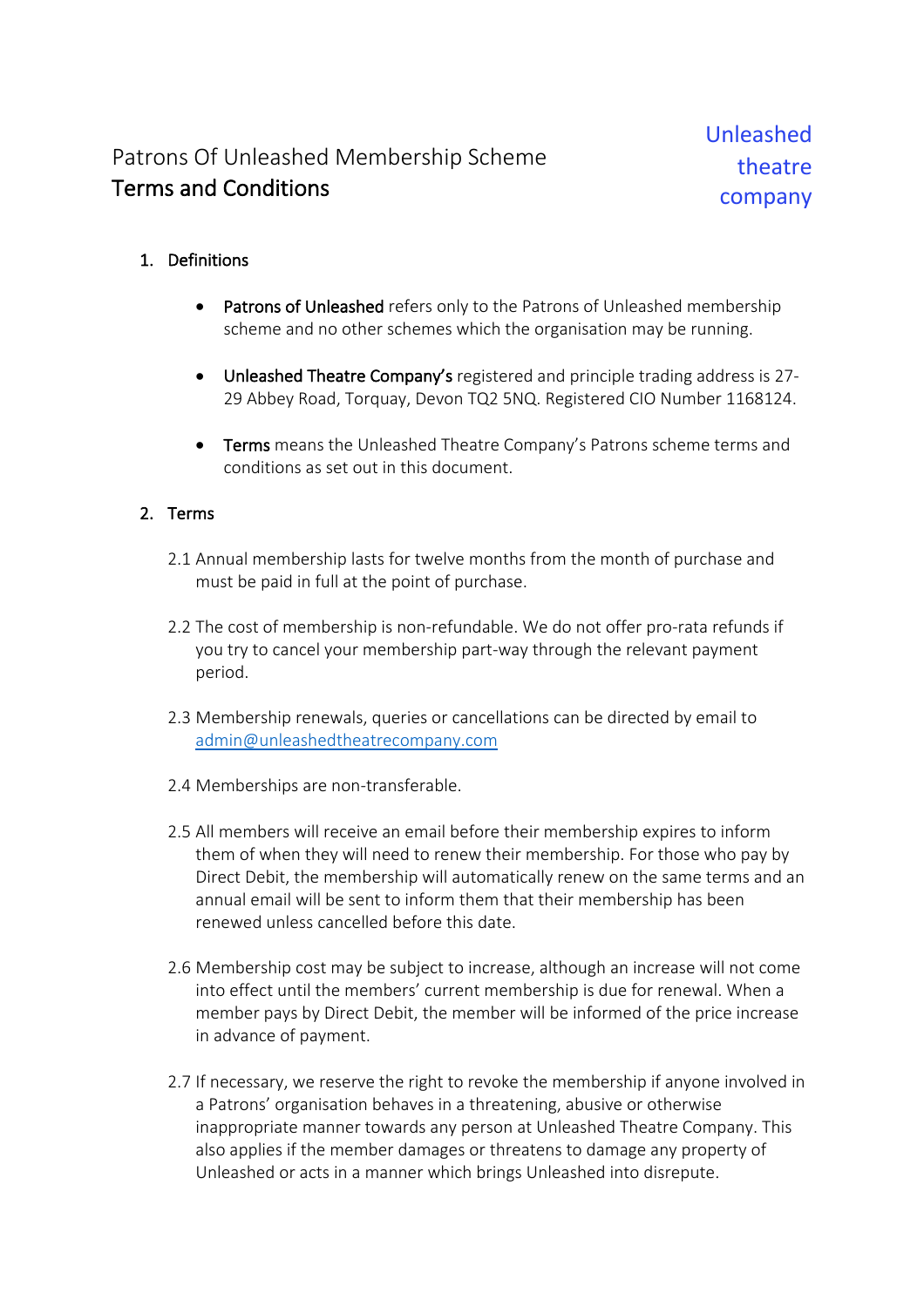Unleashed theatre company

# Patrons Of Unleashed Membership Scheme
## Terms and Conditions

1. Definitions

   - **Patrons of Unleashed** refers only to the Patrons of Unleashed membership scheme and no other schemes which the organisation may be running.

   - **Unleashed Theatre Company's** registered and principle trading address is 27-29 Abbey Road, Torquay, Devon TQ2 5NQ. Registered CIO Number 1168124.

   - **Terms** means the Unleashed Theatre Company's Patrons scheme terms and conditions as set out in this document.

2. Terms

2.1 Annual membership lasts for twelve months from the month of purchase and must be paid in full at the point of purchase.

2.2 The cost of membership is non-refundable. We do not offer pro-rata refunds if you try to cancel your membership part-way through the relevant payment period.

2.3 Membership renewals, queries or cancellations can be directed by email to admin@unleashedtheatrecompany.com

2.4 Memberships are non-transferable.

2.5 All members will receive an email before their membership expires to inform them of when they will need to renew their membership. For those who pay by Direct Debit, the membership will automatically renew on the same terms and an annual email will be sent to inform them that their membership has been renewed unless cancelled before this date.

2.6 Membership cost may be subject to increase, although an increase will not come into effect until the members' current membership is due for renewal. When a member pays by Direct Debit, the member will be informed of the price increase in advance of payment.

2.7 If necessary, we reserve the right to revoke the membership if anyone involved in a Patrons' organisation behaves in a threatening, abusive or otherwise inappropriate manner towards any person at Unleashed Theatre Company. This also applies if the member damages or threatens to damage any property of Unleashed or acts in a manner which brings Unleashed into disrepute.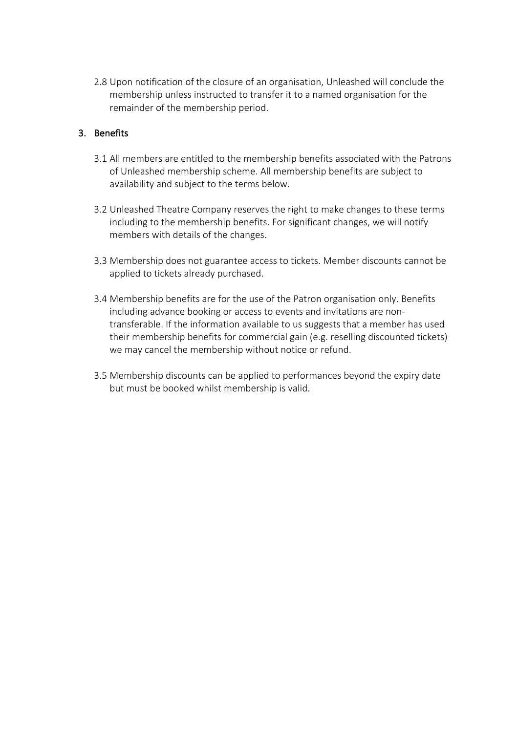2.8 Upon notification of the closure of an organisation, Unleashed will conclude the membership unless instructed to transfer it to a named organisation for the remainder of the membership period.

## 3. Benefits

3.1 All members are entitled to the membership benefits associated with the Patrons of Unleashed membership scheme. All membership benefits are subject to availability and subject to the terms below.

3.2 Unleashed Theatre Company reserves the right to make changes to these terms including to the membership benefits. For significant changes, we will notify members with details of the changes.

3.3 Membership does not guarantee access to tickets. Member discounts cannot be applied to tickets already purchased.

3.4 Membership benefits are for the use of the Patron organisation only. Benefits including advance booking or access to events and invitations are non-transferable. If the information available to us suggests that a member has used their membership benefits for commercial gain (e.g. reselling discounted tickets) we may cancel the membership without notice or refund.

3.5 Membership discounts can be applied to performances beyond the expiry date but must be booked whilst membership is valid.